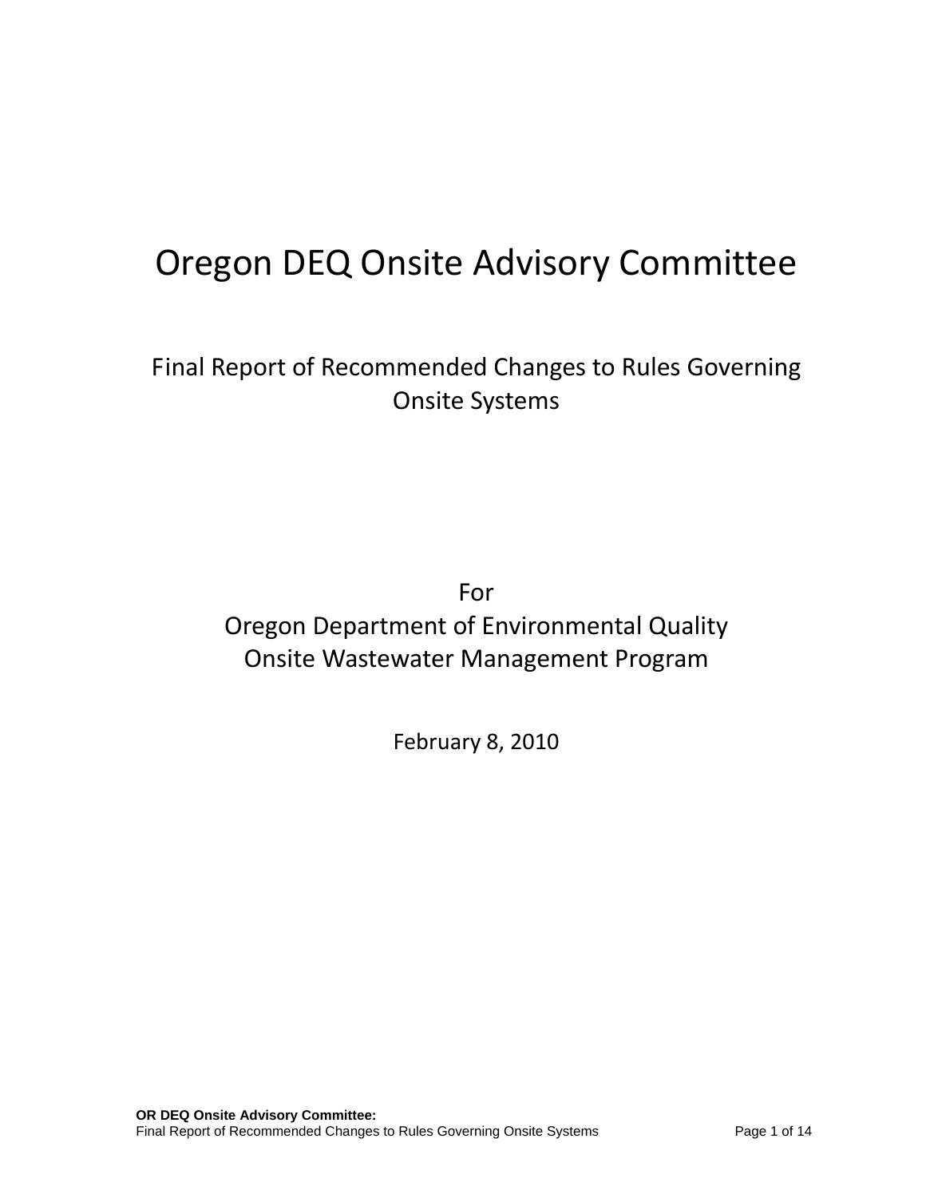# Oregon DEQ Onsite Advisory Committee

## Final Report of Recommended Changes to Rules Governing Onsite Systems

For
Oregon Department of Environmental Quality
Onsite Wastewater Management Program

February 8, 2010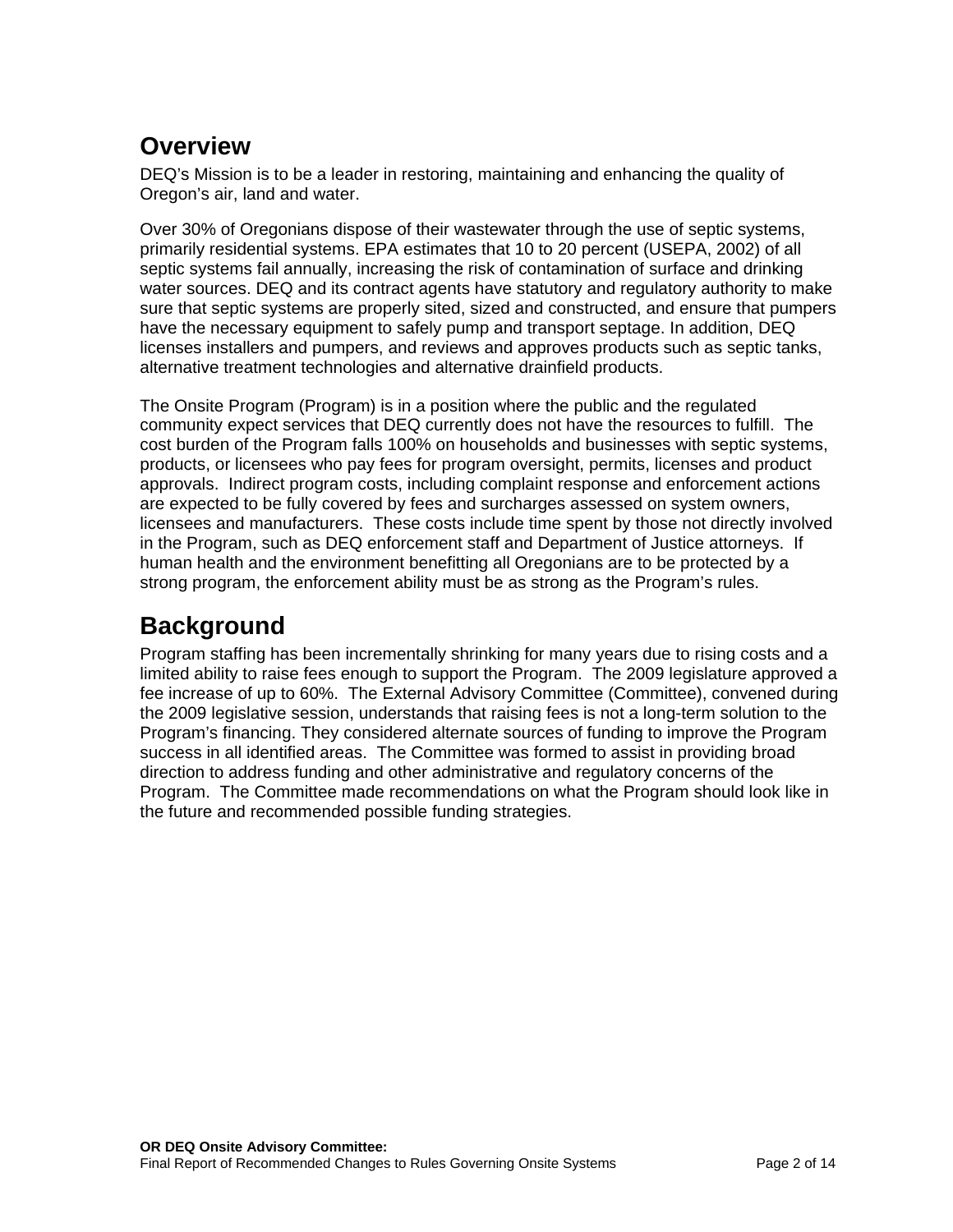## Overview

DEQ's Mission is to be a leader in restoring, maintaining and enhancing the quality of Oregon's air, land and water.

Over 30% of Oregonians dispose of their wastewater through the use of septic systems, primarily residential systems. EPA estimates that 10 to 20 percent (USEPA, 2002) of all septic systems fail annually, increasing the risk of contamination of surface and drinking water sources. DEQ and its contract agents have statutory and regulatory authority to make sure that septic systems are properly sited, sized and constructed, and ensure that pumpers have the necessary equipment to safely pump and transport septage. In addition, DEQ licenses installers and pumpers, and reviews and approves products such as septic tanks, alternative treatment technologies and alternative drainfield products.

The Onsite Program (Program) is in a position where the public and the regulated community expect services that DEQ currently does not have the resources to fulfill. The cost burden of the Program falls 100% on households and businesses with septic systems, products, or licensees who pay fees for program oversight, permits, licenses and product approvals. Indirect program costs, including complaint response and enforcement actions are expected to be fully covered by fees and surcharges assessed on system owners, licensees and manufacturers. These costs include time spent by those not directly involved in the Program, such as DEQ enforcement staff and Department of Justice attorneys. If human health and the environment benefitting all Oregonians are to be protected by a strong program, the enforcement ability must be as strong as the Program's rules.

## Background

Program staffing has been incrementally shrinking for many years due to rising costs and a limited ability to raise fees enough to support the Program. The 2009 legislature approved a fee increase of up to 60%. The External Advisory Committee (Committee), convened during the 2009 legislative session, understands that raising fees is not a long-term solution to the Program's financing. They considered alternate sources of funding to improve the Program success in all identified areas. The Committee was formed to assist in providing broad direction to address funding and other administrative and regulatory concerns of the Program. The Committee made recommendations on what the Program should look like in the future and recommended possible funding strategies.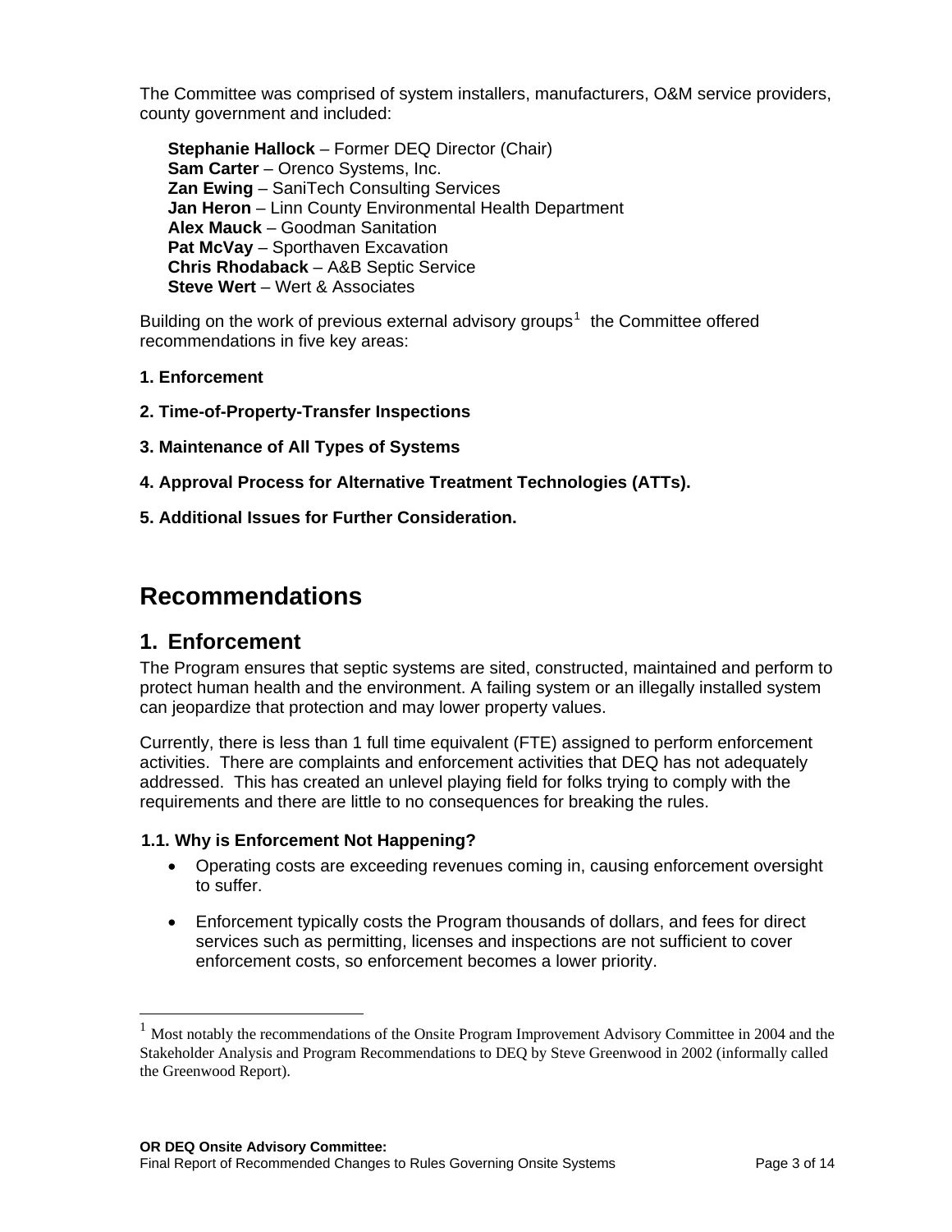The Committee was comprised of system installers, manufacturers, O&M service providers, county government and included:

**Stephanie Hallock** – Former DEQ Director (Chair)
**Sam Carter** – Orenco Systems, Inc.
**Zan Ewing** – SaniTech Consulting Services
**Jan Heron** – Linn County Environmental Health Department
**Alex Mauck** – Goodman Sanitation
**Pat McVay** – Sporthaven Excavation
**Chris Rhodaback** – A&B Septic Service
**Steve Wert** – Wert & Associates

Building on the work of previous external advisory groups[1] the Committee offered recommendations in five key areas:

**1. Enforcement**

**2. Time-of-Property-Transfer Inspections**

**3. Maintenance of All Types of Systems**

**4. Approval Process for Alternative Treatment Technologies (ATTs).**

**5. Additional Issues for Further Consideration.**

# Recommendations

## 1. Enforcement

The Program ensures that septic systems are sited, constructed, maintained and perform to protect human health and the environment. A failing system or an illegally installed system can jeopardize that protection and may lower property values.

Currently, there is less than 1 full time equivalent (FTE) assigned to perform enforcement activities. There are complaints and enforcement activities that DEQ has not adequately addressed. This has created an unlevel playing field for folks trying to comply with the requirements and there are little to no consequences for breaking the rules.

### 1.1. Why is Enforcement Not Happening?

- Operating costs are exceeding revenues coming in, causing enforcement oversight to suffer.
- Enforcement typically costs the Program thousands of dollars, and fees for direct services such as permitting, licenses and inspections are not sufficient to cover enforcement costs, so enforcement becomes a lower priority.

---

[1] Most notably the recommendations of the Onsite Program Improvement Advisory Committee in 2004 and the Stakeholder Analysis and Program Recommendations to DEQ by Steve Greenwood in 2002 (informally called the Greenwood Report).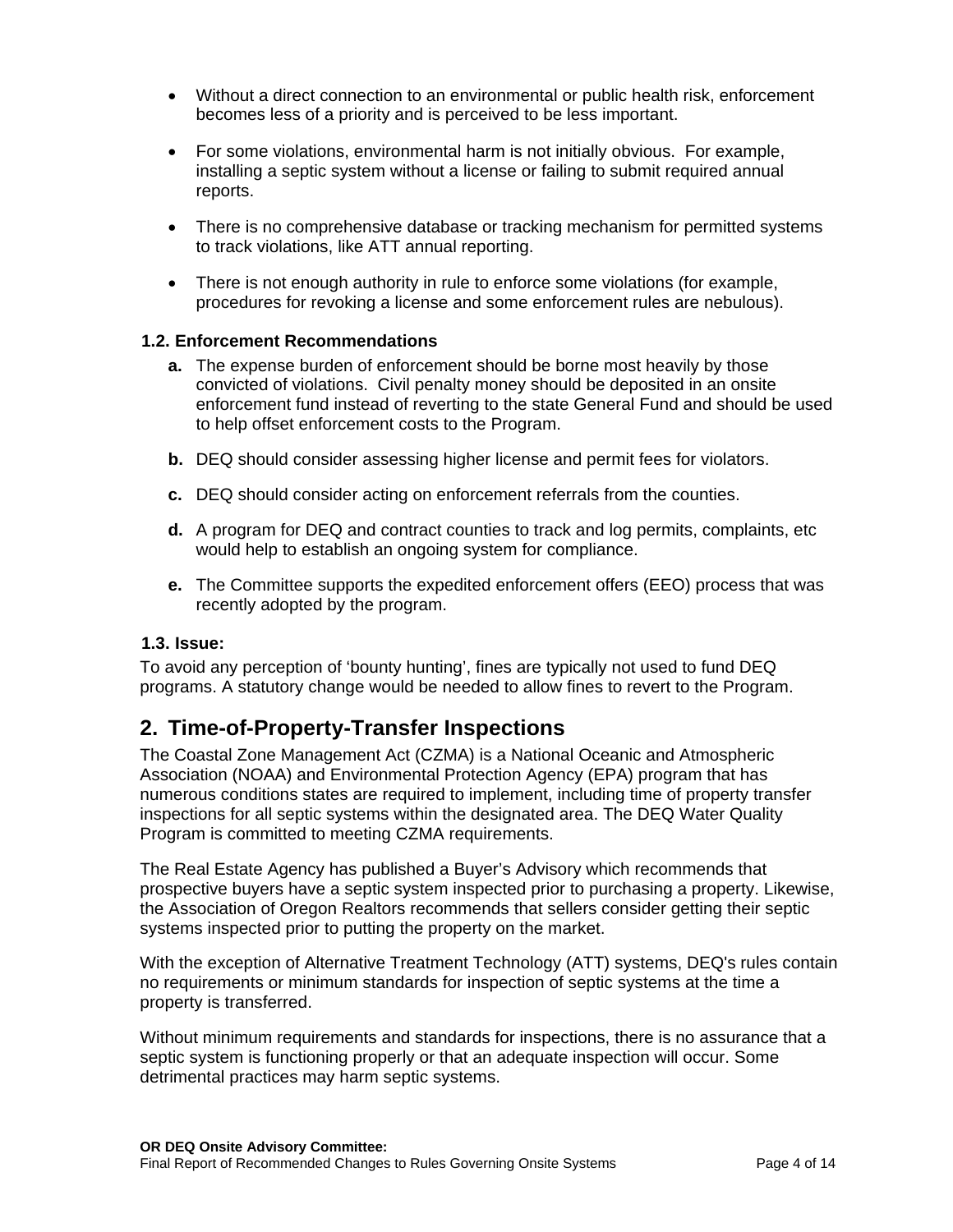- Without a direct connection to an environmental or public health risk, enforcement becomes less of a priority and is perceived to be less important.
- For some violations, environmental harm is not initially obvious. For example, installing a septic system without a license or failing to submit required annual reports.
- There is no comprehensive database or tracking mechanism for permitted systems to track violations, like ATT annual reporting.
- There is not enough authority in rule to enforce some violations (for example, procedures for revoking a license and some enforcement rules are nebulous).

### 1.2. Enforcement Recommendations

**a.** The expense burden of enforcement should be borne most heavily by those convicted of violations. Civil penalty money should be deposited in an onsite enforcement fund instead of reverting to the state General Fund and should be used to help offset enforcement costs to the Program.

**b.** DEQ should consider assessing higher license and permit fees for violators.

**c.** DEQ should consider acting on enforcement referrals from the counties.

**d.** A program for DEQ and contract counties to track and log permits, complaints, etc would help to establish an ongoing system for compliance.

**e.** The Committee supports the expedited enforcement offers (EEO) process that was recently adopted by the program.

### 1.3. Issue:

To avoid any perception of 'bounty hunting', fines are typically not used to fund DEQ programs. A statutory change would be needed to allow fines to revert to the Program.

## 2. Time-of-Property-Transfer Inspections

The Coastal Zone Management Act (CZMA) is a National Oceanic and Atmospheric Association (NOAA) and Environmental Protection Agency (EPA) program that has numerous conditions states are required to implement, including time of property transfer inspections for all septic systems within the designated area. The DEQ Water Quality Program is committed to meeting CZMA requirements.

The Real Estate Agency has published a Buyer's Advisory which recommends that prospective buyers have a septic system inspected prior to purchasing a property. Likewise, the Association of Oregon Realtors recommends that sellers consider getting their septic systems inspected prior to putting the property on the market.

With the exception of Alternative Treatment Technology (ATT) systems, DEQ's rules contain no requirements or minimum standards for inspection of septic systems at the time a property is transferred.

Without minimum requirements and standards for inspections, there is no assurance that a septic system is functioning properly or that an adequate inspection will occur. Some detrimental practices may harm septic systems.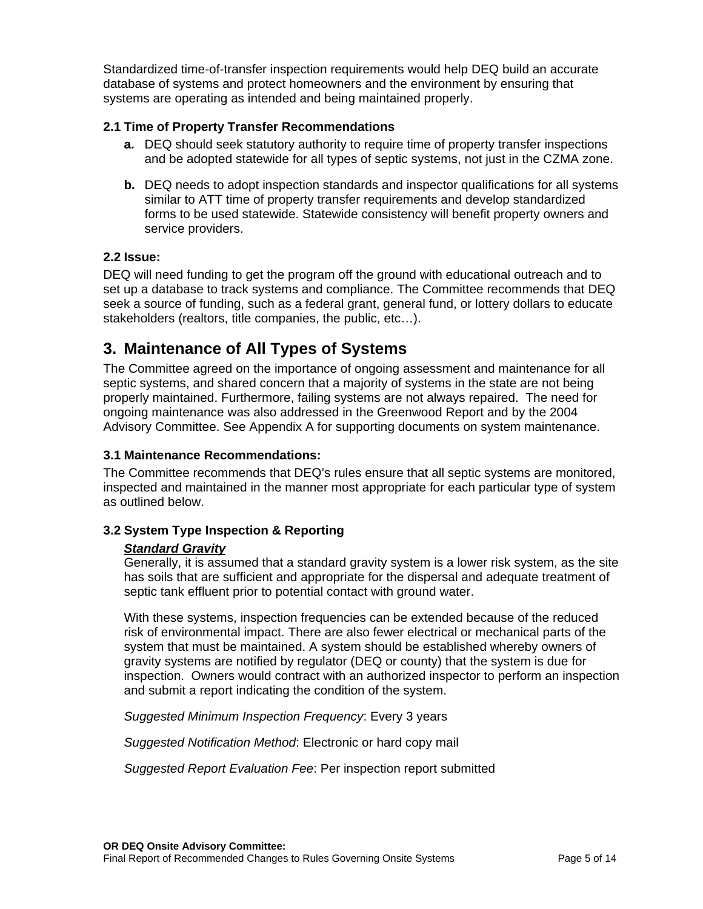Standardized time-of-transfer inspection requirements would help DEQ build an accurate database of systems and protect homeowners and the environment by ensuring that systems are operating as intended and being maintained properly.

### 2.1 Time of Property Transfer Recommendations

- **a.** DEQ should seek statutory authority to require time of property transfer inspections and be adopted statewide for all types of septic systems, not just in the CZMA zone.
- **b.** DEQ needs to adopt inspection standards and inspector qualifications for all systems similar to ATT time of property transfer requirements and develop standardized forms to be used statewide. Statewide consistency will benefit property owners and service providers.

### 2.2 Issue:

DEQ will need funding to get the program off the ground with educational outreach and to set up a database to track systems and compliance. The Committee recommends that DEQ seek a source of funding, such as a federal grant, general fund, or lottery dollars to educate stakeholders (realtors, title companies, the public, etc…).

## 3. Maintenance of All Types of Systems

The Committee agreed on the importance of ongoing assessment and maintenance for all septic systems, and shared concern that a majority of systems in the state are not being properly maintained. Furthermore, failing systems are not always repaired. The need for ongoing maintenance was also addressed in the Greenwood Report and by the 2004 Advisory Committee. See Appendix A for supporting documents on system maintenance.

### 3.1 Maintenance Recommendations:

The Committee recommends that DEQ's rules ensure that all septic systems are monitored, inspected and maintained in the manner most appropriate for each particular type of system as outlined below.

### 3.2 System Type Inspection & Reporting

***Standard Gravity***

Generally, it is assumed that a standard gravity system is a lower risk system, as the site has soils that are sufficient and appropriate for the dispersal and adequate treatment of septic tank effluent prior to potential contact with ground water.

With these systems, inspection frequencies can be extended because of the reduced risk of environmental impact. There are also fewer electrical or mechanical parts of the system that must be maintained. A system should be established whereby owners of gravity systems are notified by regulator (DEQ or county) that the system is due for inspection. Owners would contract with an authorized inspector to perform an inspection and submit a report indicating the condition of the system.

*Suggested Minimum Inspection Frequency*: Every 3 years

*Suggested Notification Method*: Electronic or hard copy mail

*Suggested Report Evaluation Fee*: Per inspection report submitted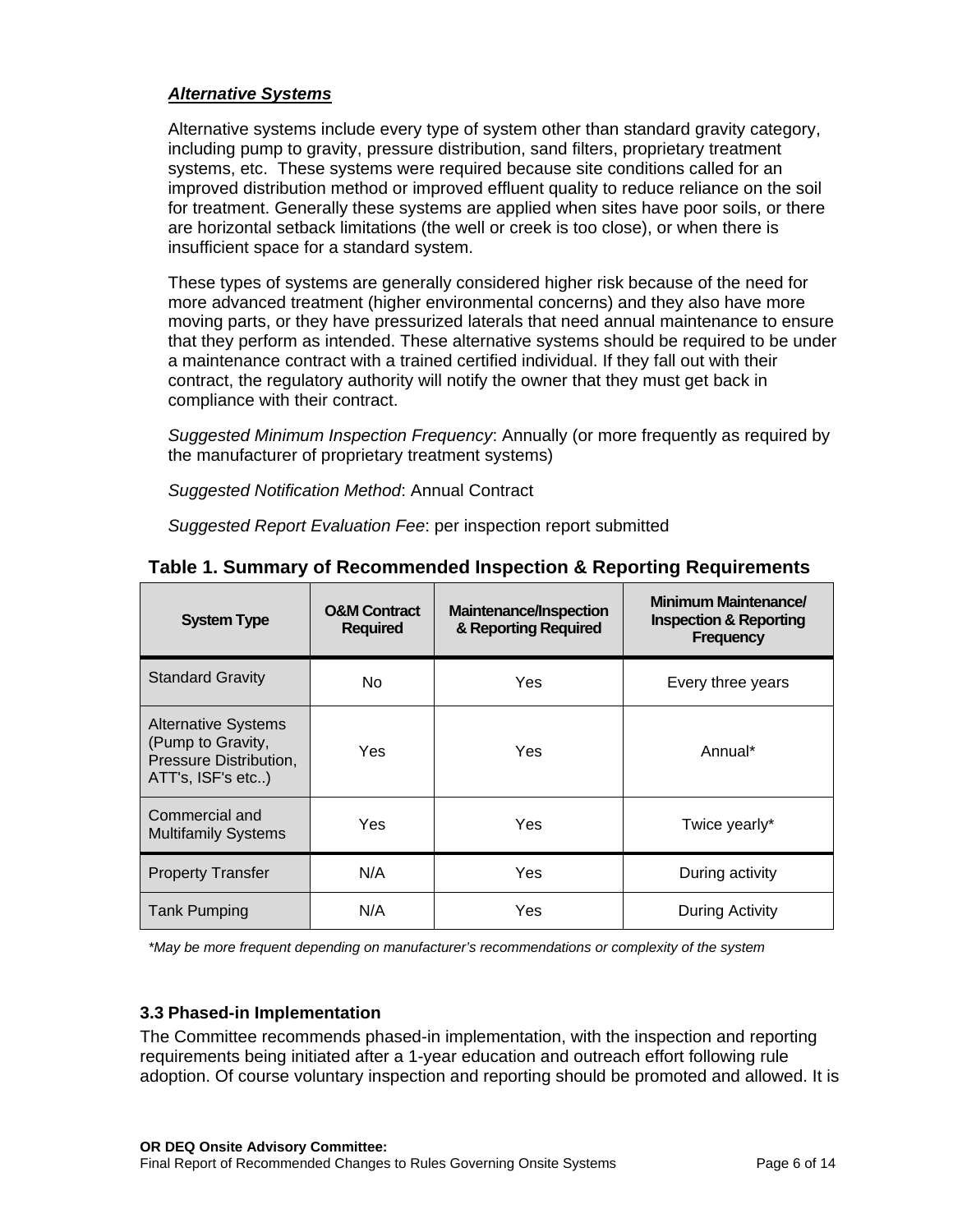***Alternative Systems***

Alternative systems include every type of system other than standard gravity category, including pump to gravity, pressure distribution, sand filters, proprietary treatment systems, etc. These systems were required because site conditions called for an improved distribution method or improved effluent quality to reduce reliance on the soil for treatment. Generally these systems are applied when sites have poor soils, or there are horizontal setback limitations (the well or creek is too close), or when there is insufficient space for a standard system.

These types of systems are generally considered higher risk because of the need for more advanced treatment (higher environmental concerns) and they also have more moving parts, or they have pressurized laterals that need annual maintenance to ensure that they perform as intended. These alternative systems should be required to be under a maintenance contract with a trained certified individual. If they fall out with their contract, the regulatory authority will notify the owner that they must get back in compliance with their contract.

*Suggested Minimum Inspection Frequency*: Annually (or more frequently as required by the manufacturer of proprietary treatment systems)

*Suggested Notification Method*: Annual Contract

*Suggested Report Evaluation Fee*: per inspection report submitted

**Table 1. Summary of Recommended Inspection & Reporting Requirements**

| System Type | O&M Contract Required | Maintenance/Inspection & Reporting Required | Minimum Maintenance/ Inspection & Reporting Frequency |
|---|---|---|---|
| Standard Gravity | No | Yes | Every three years |
| Alternative Systems (Pump to Gravity, Pressure Distribution, ATT's, ISF's etc..) | Yes | Yes | Annual* |
| Commercial and Multifamily Systems | Yes | Yes | Twice yearly* |
| Property Transfer | N/A | Yes | During activity |
| Tank Pumping | N/A | Yes | During Activity |

*\*May be more frequent depending on manufacturer's recommendations or complexity of the system*

### 3.3 Phased-in Implementation

The Committee recommends phased-in implementation, with the inspection and reporting requirements being initiated after a 1-year education and outreach effort following rule adoption. Of course voluntary inspection and reporting should be promoted and allowed. It is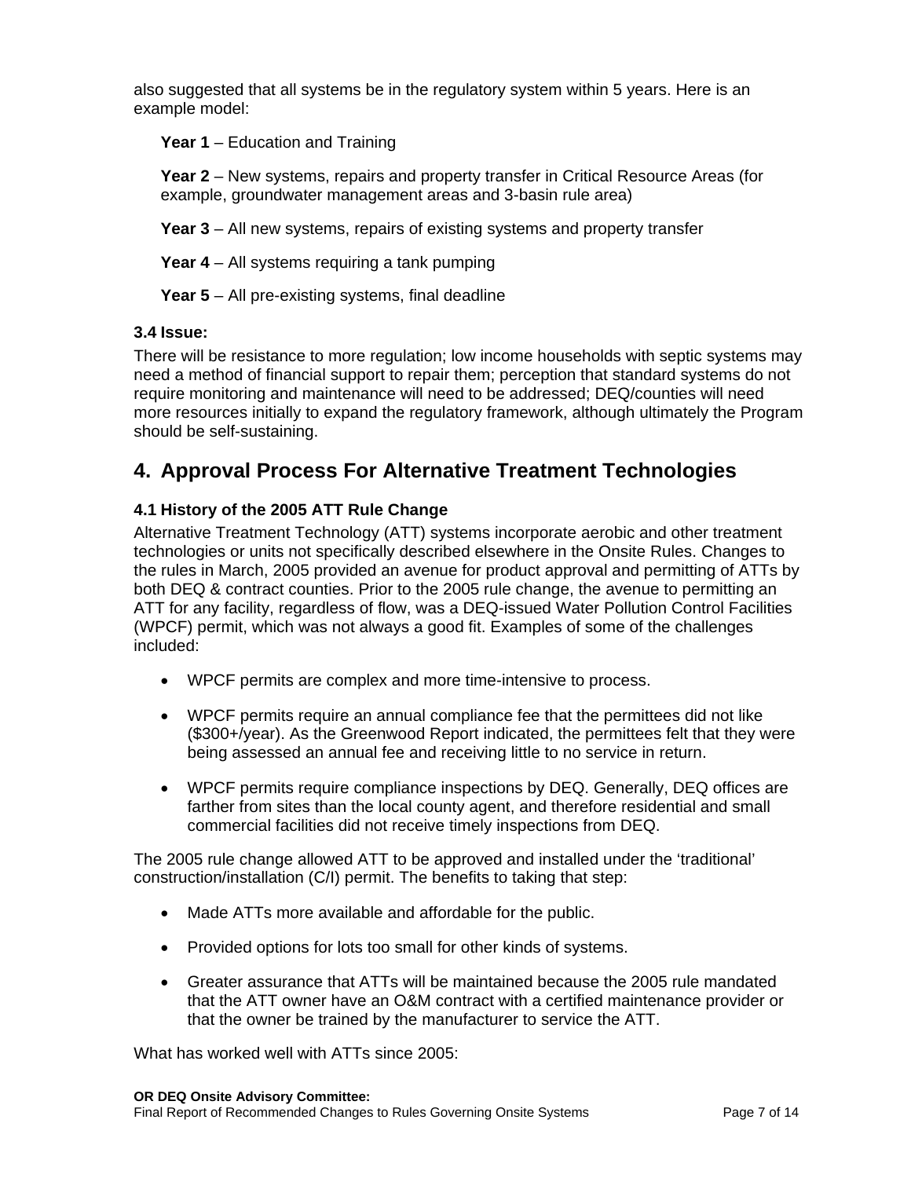also suggested that all systems be in the regulatory system within 5 years. Here is an example model:

**Year 1** – Education and Training

**Year 2** – New systems, repairs and property transfer in Critical Resource Areas (for example, groundwater management areas and 3-basin rule area)

**Year 3** – All new systems, repairs of existing systems and property transfer

**Year 4** – All systems requiring a tank pumping

**Year 5** – All pre-existing systems, final deadline

### 3.4 Issue:

There will be resistance to more regulation; low income households with septic systems may need a method of financial support to repair them; perception that standard systems do not require monitoring and maintenance will need to be addressed; DEQ/counties will need more resources initially to expand the regulatory framework, although ultimately the Program should be self-sustaining.

## 4. Approval Process For Alternative Treatment Technologies

### 4.1 History of the 2005 ATT Rule Change

Alternative Treatment Technology (ATT) systems incorporate aerobic and other treatment technologies or units not specifically described elsewhere in the Onsite Rules. Changes to the rules in March, 2005 provided an avenue for product approval and permitting of ATTs by both DEQ & contract counties. Prior to the 2005 rule change, the avenue to permitting an ATT for any facility, regardless of flow, was a DEQ-issued Water Pollution Control Facilities (WPCF) permit, which was not always a good fit. Examples of some of the challenges included:

- WPCF permits are complex and more time-intensive to process.
- WPCF permits require an annual compliance fee that the permittees did not like ($300+/year). As the Greenwood Report indicated, the permittees felt that they were being assessed an annual fee and receiving little to no service in return.
- WPCF permits require compliance inspections by DEQ. Generally, DEQ offices are farther from sites than the local county agent, and therefore residential and small commercial facilities did not receive timely inspections from DEQ.

The 2005 rule change allowed ATT to be approved and installed under the 'traditional' construction/installation (C/I) permit. The benefits to taking that step:

- Made ATTs more available and affordable for the public.
- Provided options for lots too small for other kinds of systems.
- Greater assurance that ATTs will be maintained because the 2005 rule mandated that the ATT owner have an O&M contract with a certified maintenance provider or that the owner be trained by the manufacturer to service the ATT.

What has worked well with ATTs since 2005: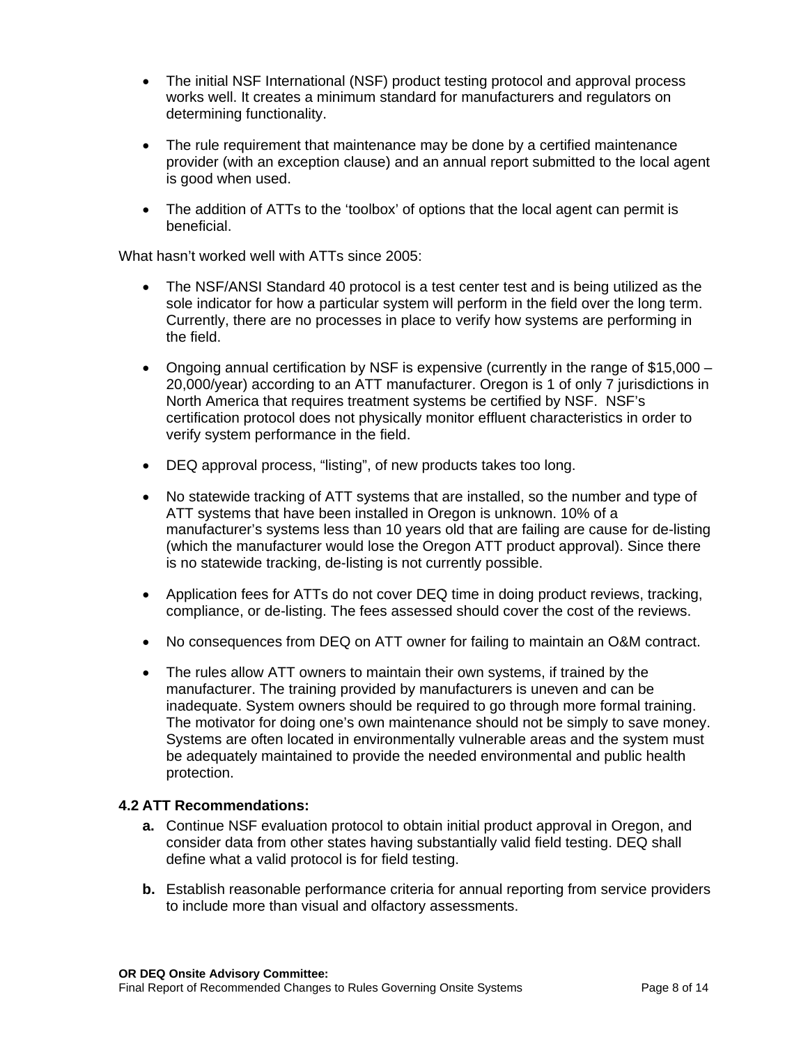- The initial NSF International (NSF) product testing protocol and approval process works well. It creates a minimum standard for manufacturers and regulators on determining functionality.

- The rule requirement that maintenance may be done by a certified maintenance provider (with an exception clause) and an annual report submitted to the local agent is good when used.

- The addition of ATTs to the 'toolbox' of options that the local agent can permit is beneficial.

What hasn't worked well with ATTs since 2005:

- The NSF/ANSI Standard 40 protocol is a test center test and is being utilized as the sole indicator for how a particular system will perform in the field over the long term. Currently, there are no processes in place to verify how systems are performing in the field.

- Ongoing annual certification by NSF is expensive (currently in the range of $15,000 – 20,000/year) according to an ATT manufacturer. Oregon is 1 of only 7 jurisdictions in North America that requires treatment systems be certified by NSF. NSF's certification protocol does not physically monitor effluent characteristics in order to verify system performance in the field.

- DEQ approval process, "listing", of new products takes too long.

- No statewide tracking of ATT systems that are installed, so the number and type of ATT systems that have been installed in Oregon is unknown. 10% of a manufacturer's systems less than 10 years old that are failing are cause for de-listing (which the manufacturer would lose the Oregon ATT product approval). Since there is no statewide tracking, de-listing is not currently possible.

- Application fees for ATTs do not cover DEQ time in doing product reviews, tracking, compliance, or de-listing. The fees assessed should cover the cost of the reviews.

- No consequences from DEQ on ATT owner for failing to maintain an O&M contract.

- The rules allow ATT owners to maintain their own systems, if trained by the manufacturer. The training provided by manufacturers is uneven and can be inadequate. System owners should be required to go through more formal training. The motivator for doing one's own maintenance should not be simply to save money. Systems are often located in environmentally vulnerable areas and the system must be adequately maintained to provide the needed environmental and public health protection.

### 4.2 ATT Recommendations:

**a.** Continue NSF evaluation protocol to obtain initial product approval in Oregon, and consider data from other states having substantially valid field testing. DEQ shall define what a valid protocol is for field testing.

**b.** Establish reasonable performance criteria for annual reporting from service providers to include more than visual and olfactory assessments.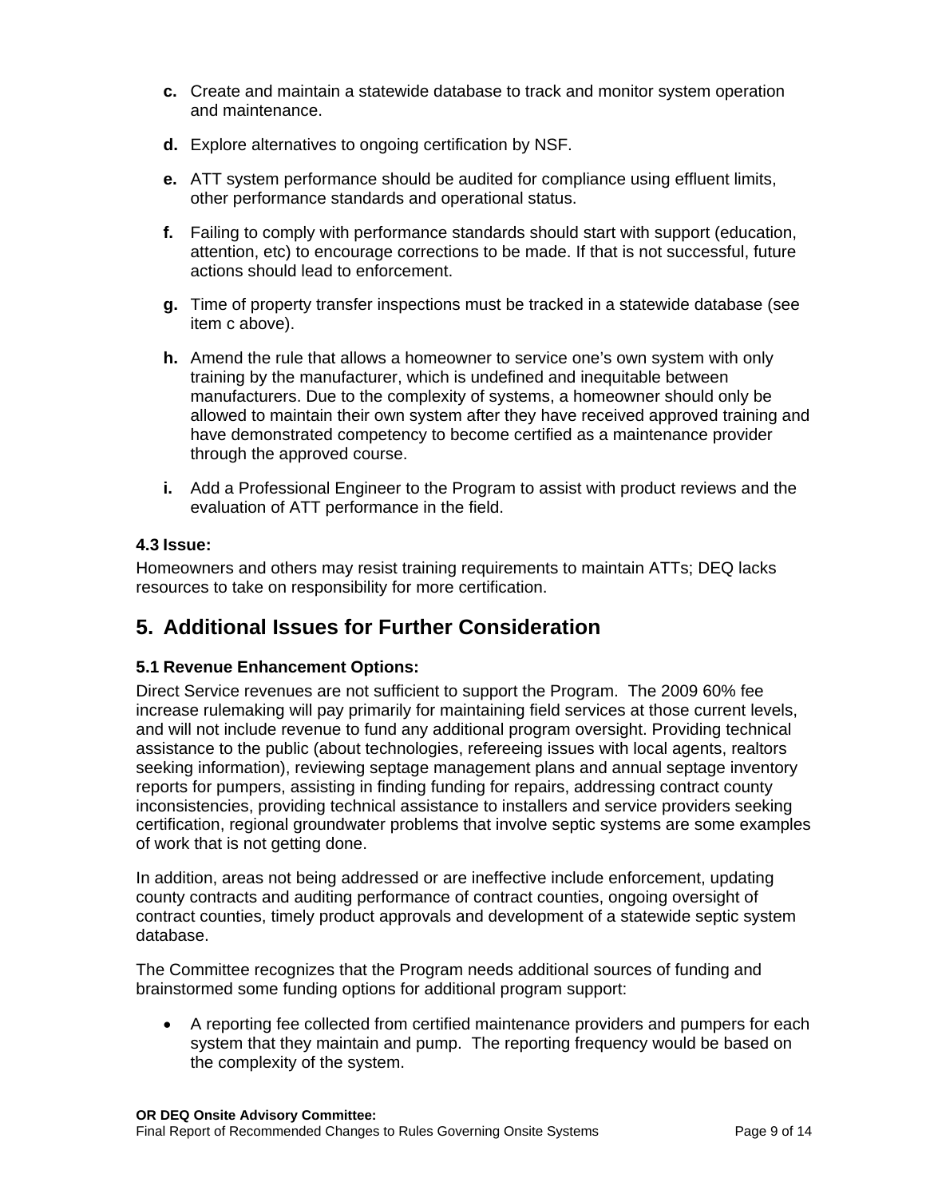c. Create and maintain a statewide database to track and monitor system operation and maintenance.

d. Explore alternatives to ongoing certification by NSF.

e. ATT system performance should be audited for compliance using effluent limits, other performance standards and operational status.

f. Failing to comply with performance standards should start with support (education, attention, etc) to encourage corrections to be made. If that is not successful, future actions should lead to enforcement.

g. Time of property transfer inspections must be tracked in a statewide database (see item c above).

h. Amend the rule that allows a homeowner to service one's own system with only training by the manufacturer, which is undefined and inequitable between manufacturers. Due to the complexity of systems, a homeowner should only be allowed to maintain their own system after they have received approved training and have demonstrated competency to become certified as a maintenance provider through the approved course.

i. Add a Professional Engineer to the Program to assist with product reviews and the evaluation of ATT performance in the field.

**4.3 Issue:**

Homeowners and others may resist training requirements to maintain ATTs; DEQ lacks resources to take on responsibility for more certification.

## 5. Additional Issues for Further Consideration

**5.1 Revenue Enhancement Options:**

Direct Service revenues are not sufficient to support the Program. The 2009 60% fee increase rulemaking will pay primarily for maintaining field services at those current levels, and will not include revenue to fund any additional program oversight. Providing technical assistance to the public (about technologies, refereeing issues with local agents, realtors seeking information), reviewing septage management plans and annual septage inventory reports for pumpers, assisting in finding funding for repairs, addressing contract county inconsistencies, providing technical assistance to installers and service providers seeking certification, regional groundwater problems that involve septic systems are some examples of work that is not getting done.

In addition, areas not being addressed or are ineffective include enforcement, updating county contracts and auditing performance of contract counties, ongoing oversight of contract counties, timely product approvals and development of a statewide septic system database.

The Committee recognizes that the Program needs additional sources of funding and brainstormed some funding options for additional program support:

- A reporting fee collected from certified maintenance providers and pumpers for each system that they maintain and pump. The reporting frequency would be based on the complexity of the system.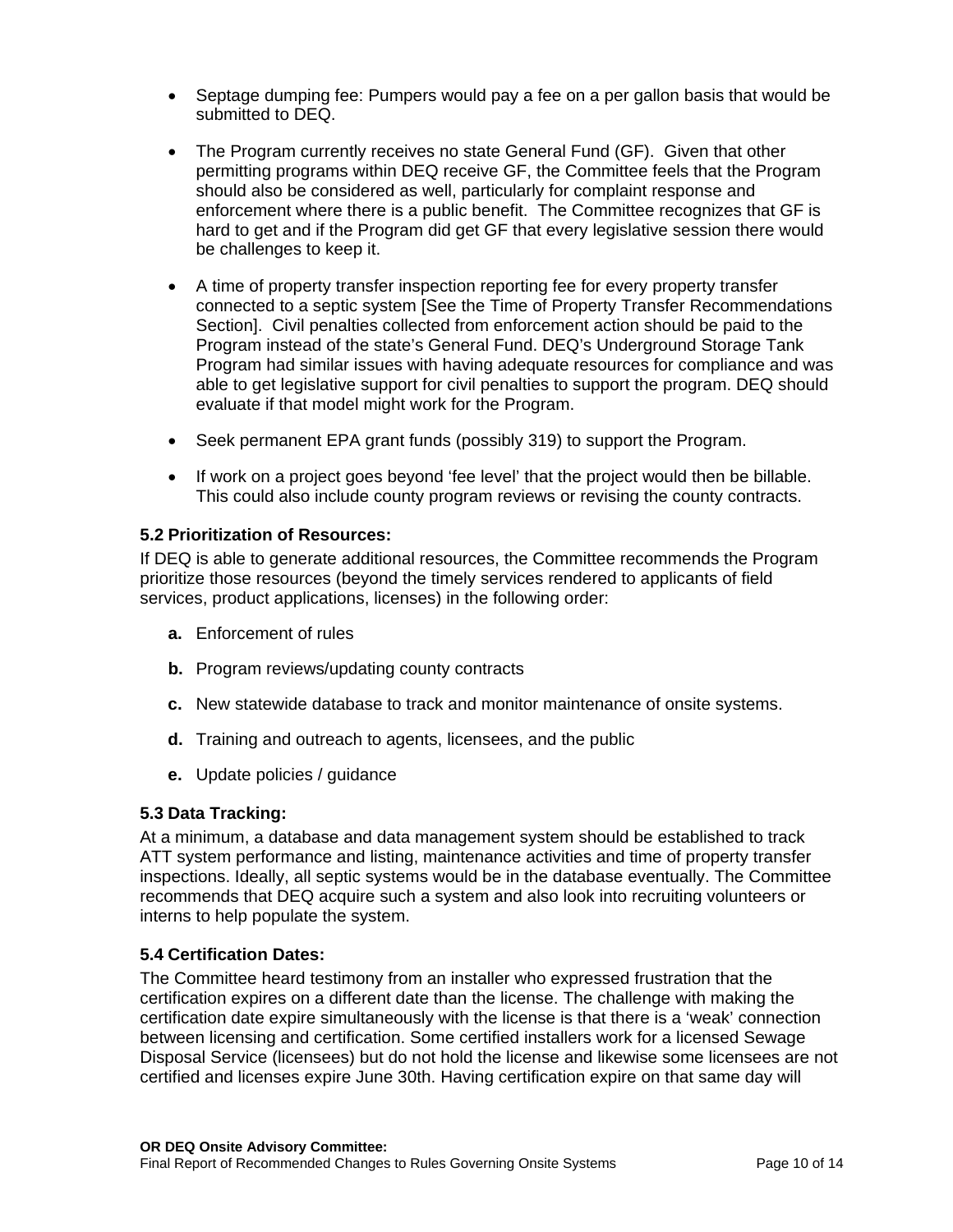- Septage dumping fee: Pumpers would pay a fee on a per gallon basis that would be submitted to DEQ.

- The Program currently receives no state General Fund (GF). Given that other permitting programs within DEQ receive GF, the Committee feels that the Program should also be considered as well, particularly for complaint response and enforcement where there is a public benefit. The Committee recognizes that GF is hard to get and if the Program did get GF that every legislative session there would be challenges to keep it.

- A time of property transfer inspection reporting fee for every property transfer connected to a septic system [See the Time of Property Transfer Recommendations Section]. Civil penalties collected from enforcement action should be paid to the Program instead of the state's General Fund. DEQ's Underground Storage Tank Program had similar issues with having adequate resources for compliance and was able to get legislative support for civil penalties to support the program. DEQ should evaluate if that model might work for the Program.

- Seek permanent EPA grant funds (possibly 319) to support the Program.

- If work on a project goes beyond 'fee level' that the project would then be billable. This could also include county program reviews or revising the county contracts.

### 5.2 Prioritization of Resources:

If DEQ is able to generate additional resources, the Committee recommends the Program prioritize those resources (beyond the timely services rendered to applicants of field services, product applications, licenses) in the following order:

**a.** Enforcement of rules

**b.** Program reviews/updating county contracts

**c.** New statewide database to track and monitor maintenance of onsite systems.

**d.** Training and outreach to agents, licensees, and the public

**e.** Update policies / guidance

### 5.3 Data Tracking:

At a minimum, a database and data management system should be established to track ATT system performance and listing, maintenance activities and time of property transfer inspections. Ideally, all septic systems would be in the database eventually. The Committee recommends that DEQ acquire such a system and also look into recruiting volunteers or interns to help populate the system.

### 5.4 Certification Dates:

The Committee heard testimony from an installer who expressed frustration that the certification expires on a different date than the license. The challenge with making the certification date expire simultaneously with the license is that there is a 'weak' connection between licensing and certification. Some certified installers work for a licensed Sewage Disposal Service (licensees) but do not hold the license and likewise some licensees are not certified and licenses expire June 30th. Having certification expire on that same day will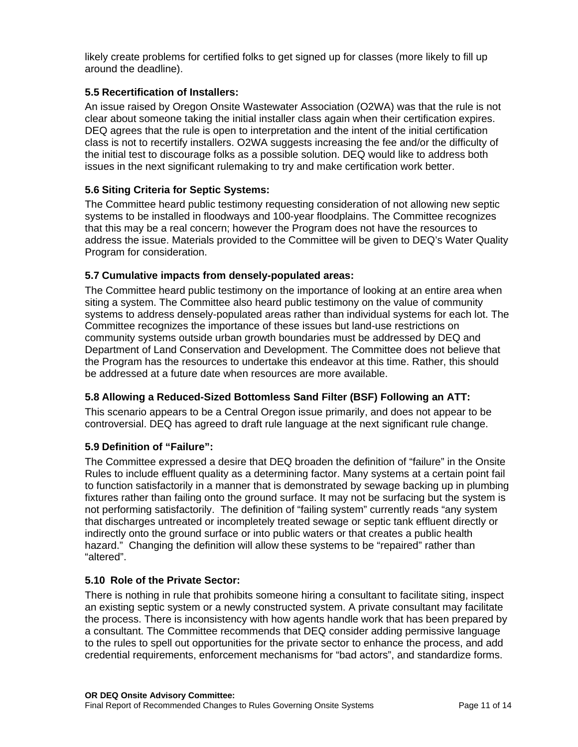likely create problems for certified folks to get signed up for classes (more likely to fill up around the deadline).

### 5.5 Recertification of Installers:

An issue raised by Oregon Onsite Wastewater Association (O2WA) was that the rule is not clear about someone taking the initial installer class again when their certification expires. DEQ agrees that the rule is open to interpretation and the intent of the initial certification class is not to recertify installers. O2WA suggests increasing the fee and/or the difficulty of the initial test to discourage folks as a possible solution. DEQ would like to address both issues in the next significant rulemaking to try and make certification work better.

### 5.6 Siting Criteria for Septic Systems:

The Committee heard public testimony requesting consideration of not allowing new septic systems to be installed in floodways and 100-year floodplains. The Committee recognizes that this may be a real concern; however the Program does not have the resources to address the issue. Materials provided to the Committee will be given to DEQ's Water Quality Program for consideration.

### 5.7 Cumulative impacts from densely-populated areas:

The Committee heard public testimony on the importance of looking at an entire area when siting a system. The Committee also heard public testimony on the value of community systems to address densely-populated areas rather than individual systems for each lot. The Committee recognizes the importance of these issues but land-use restrictions on community systems outside urban growth boundaries must be addressed by DEQ and Department of Land Conservation and Development. The Committee does not believe that the Program has the resources to undertake this endeavor at this time. Rather, this should be addressed at a future date when resources are more available.

### 5.8 Allowing a Reduced-Sized Bottomless Sand Filter (BSF) Following an ATT:

This scenario appears to be a Central Oregon issue primarily, and does not appear to be controversial. DEQ has agreed to draft rule language at the next significant rule change.

### 5.9 Definition of "Failure":

The Committee expressed a desire that DEQ broaden the definition of "failure" in the Onsite Rules to include effluent quality as a determining factor. Many systems at a certain point fail to function satisfactorily in a manner that is demonstrated by sewage backing up in plumbing fixtures rather than failing onto the ground surface. It may not be surfacing but the system is not performing satisfactorily. The definition of "failing system" currently reads "any system that discharges untreated or incompletely treated sewage or septic tank effluent directly or indirectly onto the ground surface or into public waters or that creates a public health hazard." Changing the definition will allow these systems to be "repaired" rather than "altered".

### 5.10 Role of the Private Sector:

There is nothing in rule that prohibits someone hiring a consultant to facilitate siting, inspect an existing septic system or a newly constructed system. A private consultant may facilitate the process. There is inconsistency with how agents handle work that has been prepared by a consultant. The Committee recommends that DEQ consider adding permissive language to the rules to spell out opportunities for the private sector to enhance the process, and add credential requirements, enforcement mechanisms for "bad actors", and standardize forms.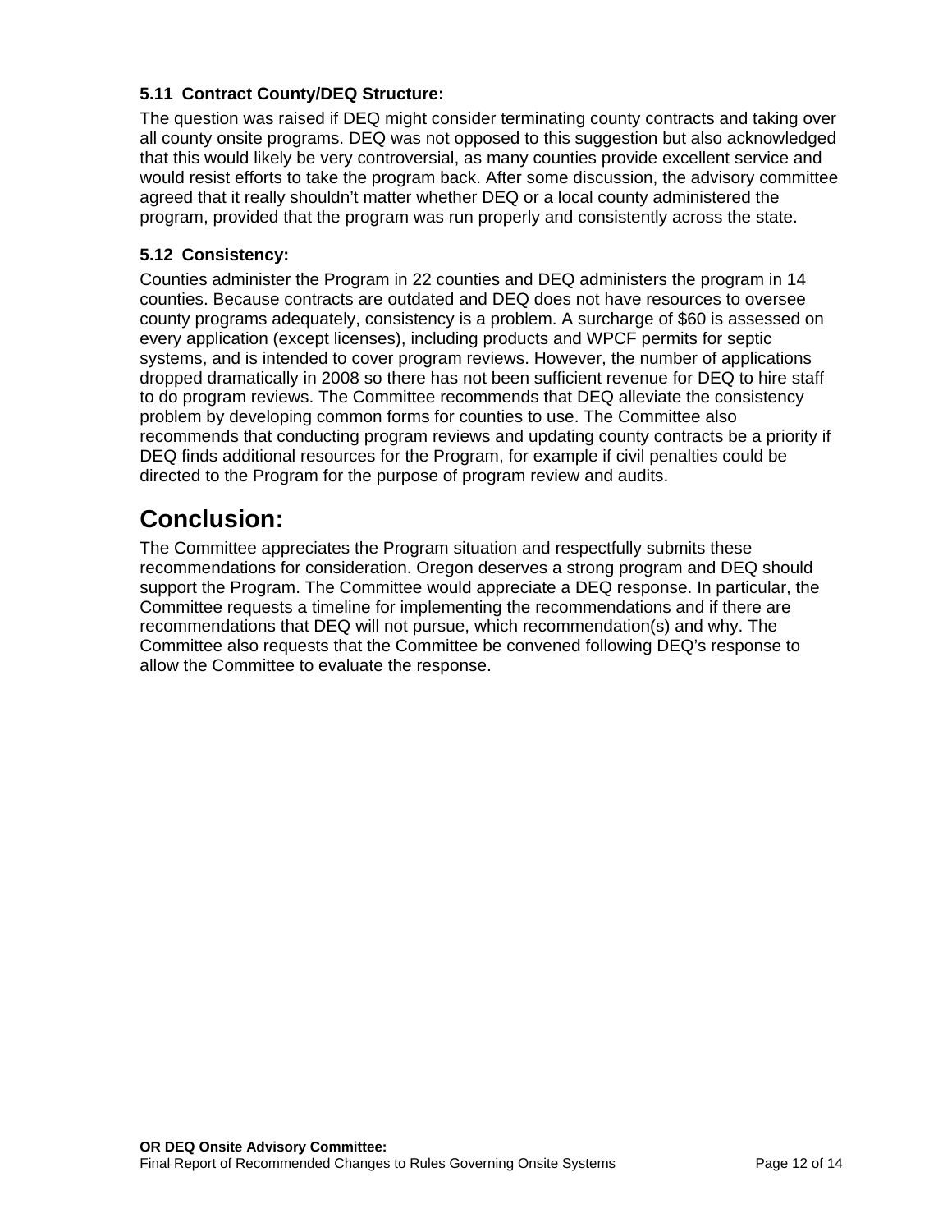### 5.11 Contract County/DEQ Structure:

The question was raised if DEQ might consider terminating county contracts and taking over all county onsite programs. DEQ was not opposed to this suggestion but also acknowledged that this would likely be very controversial, as many counties provide excellent service and would resist efforts to take the program back. After some discussion, the advisory committee agreed that it really shouldn't matter whether DEQ or a local county administered the program, provided that the program was run properly and consistently across the state.

### 5.12 Consistency:

Counties administer the Program in 22 counties and DEQ administers the program in 14 counties. Because contracts are outdated and DEQ does not have resources to oversee county programs adequately, consistency is a problem. A surcharge of $60 is assessed on every application (except licenses), including products and WPCF permits for septic systems, and is intended to cover program reviews. However, the number of applications dropped dramatically in 2008 so there has not been sufficient revenue for DEQ to hire staff to do program reviews. The Committee recommends that DEQ alleviate the consistency problem by developing common forms for counties to use. The Committee also recommends that conducting program reviews and updating county contracts be a priority if DEQ finds additional resources for the Program, for example if civil penalties could be directed to the Program for the purpose of program review and audits.

## Conclusion:

The Committee appreciates the Program situation and respectfully submits these recommendations for consideration. Oregon deserves a strong program and DEQ should support the Program. The Committee would appreciate a DEQ response. In particular, the Committee requests a timeline for implementing the recommendations and if there are recommendations that DEQ will not pursue, which recommendation(s) and why. The Committee also requests that the Committee be convened following DEQ's response to allow the Committee to evaluate the response.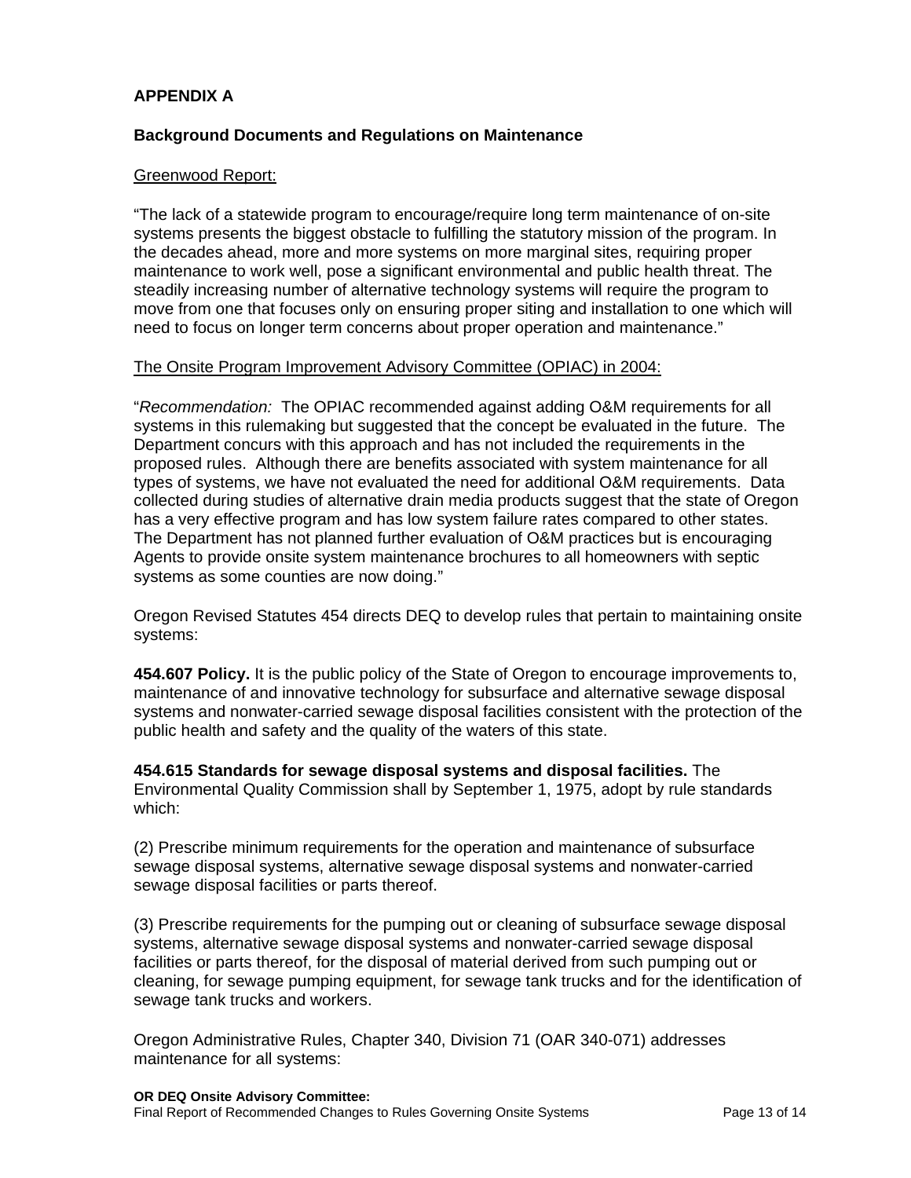**APPENDIX A**

**Background Documents and Regulations on Maintenance**

Greenwood Report:

"The lack of a statewide program to encourage/require long term maintenance of on-site systems presents the biggest obstacle to fulfilling the statutory mission of the program. In the decades ahead, more and more systems on more marginal sites, requiring proper maintenance to work well, pose a significant environmental and public health threat. The steadily increasing number of alternative technology systems will require the program to move from one that focuses only on ensuring proper siting and installation to one which will need to focus on longer term concerns about proper operation and maintenance."

The Onsite Program Improvement Advisory Committee (OPIAC) in 2004:

"*Recommendation:* The OPIAC recommended against adding O&M requirements for all systems in this rulemaking but suggested that the concept be evaluated in the future. The Department concurs with this approach and has not included the requirements in the proposed rules. Although there are benefits associated with system maintenance for all types of systems, we have not evaluated the need for additional O&M requirements. Data collected during studies of alternative drain media products suggest that the state of Oregon has a very effective program and has low system failure rates compared to other states. The Department has not planned further evaluation of O&M practices but is encouraging Agents to provide onsite system maintenance brochures to all homeowners with septic systems as some counties are now doing."

Oregon Revised Statutes 454 directs DEQ to develop rules that pertain to maintaining onsite systems:

**454.607 Policy.** It is the public policy of the State of Oregon to encourage improvements to, maintenance of and innovative technology for subsurface and alternative sewage disposal systems and nonwater-carried sewage disposal facilities consistent with the protection of the public health and safety and the quality of the waters of this state.

**454.615 Standards for sewage disposal systems and disposal facilities.** The Environmental Quality Commission shall by September 1, 1975, adopt by rule standards which:

(2) Prescribe minimum requirements for the operation and maintenance of subsurface sewage disposal systems, alternative sewage disposal systems and nonwater-carried sewage disposal facilities or parts thereof.

(3) Prescribe requirements for the pumping out or cleaning of subsurface sewage disposal systems, alternative sewage disposal systems and nonwater-carried sewage disposal facilities or parts thereof, for the disposal of material derived from such pumping out or cleaning, for sewage pumping equipment, for sewage tank trucks and for the identification of sewage tank trucks and workers.

Oregon Administrative Rules, Chapter 340, Division 71 (OAR 340-071) addresses maintenance for all systems: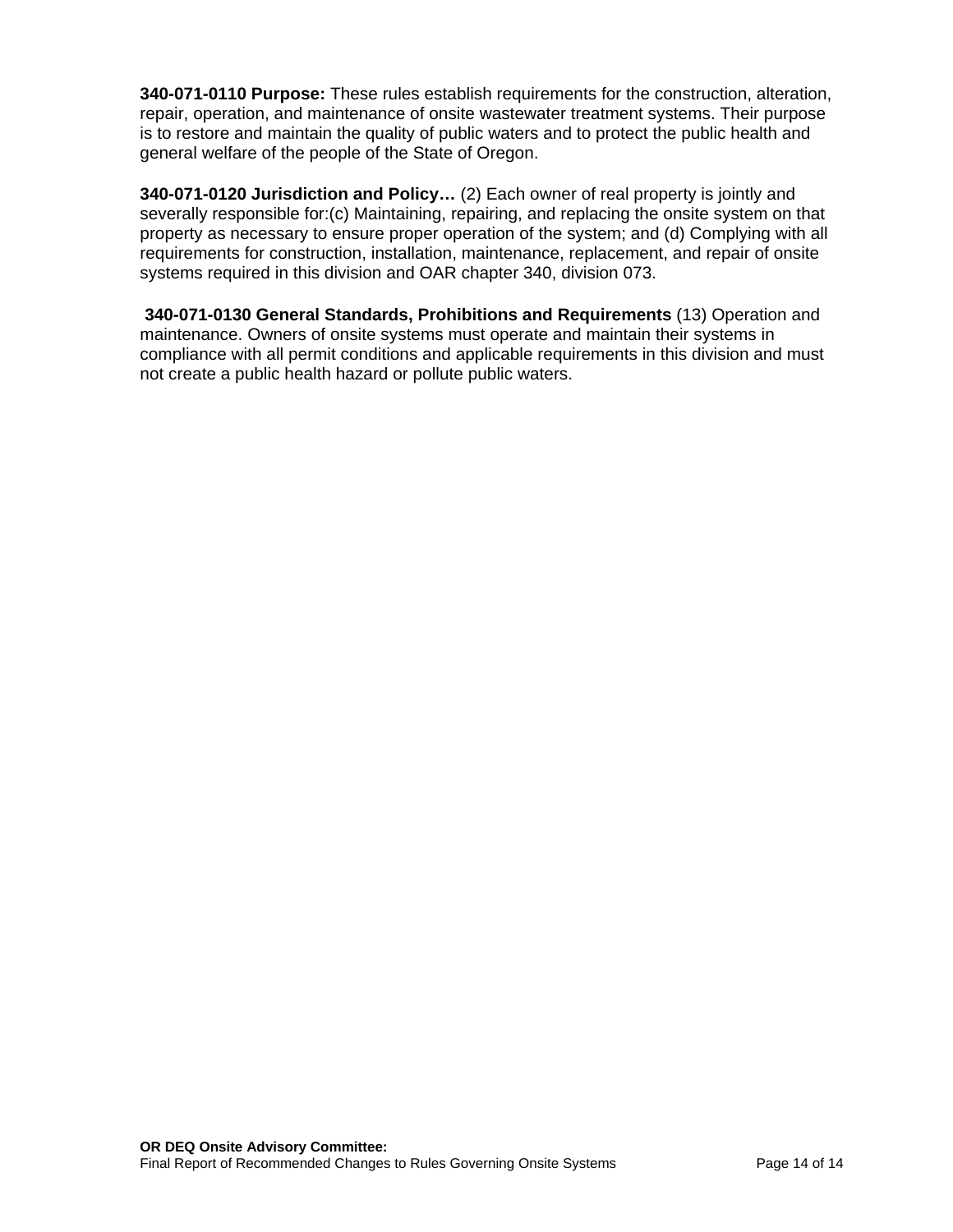**340-071-0110 Purpose:** These rules establish requirements for the construction, alteration, repair, operation, and maintenance of onsite wastewater treatment systems. Their purpose is to restore and maintain the quality of public waters and to protect the public health and general welfare of the people of the State of Oregon.

**340-071-0120 Jurisdiction and Policy…** (2) Each owner of real property is jointly and severally responsible for:(c) Maintaining, repairing, and replacing the onsite system on that property as necessary to ensure proper operation of the system; and (d) Complying with all requirements for construction, installation, maintenance, replacement, and repair of onsite systems required in this division and OAR chapter 340, division 073.

**340-071-0130 General Standards, Prohibitions and Requirements** (13) Operation and maintenance. Owners of onsite systems must operate and maintain their systems in compliance with all permit conditions and applicable requirements in this division and must not create a public health hazard or pollute public waters.